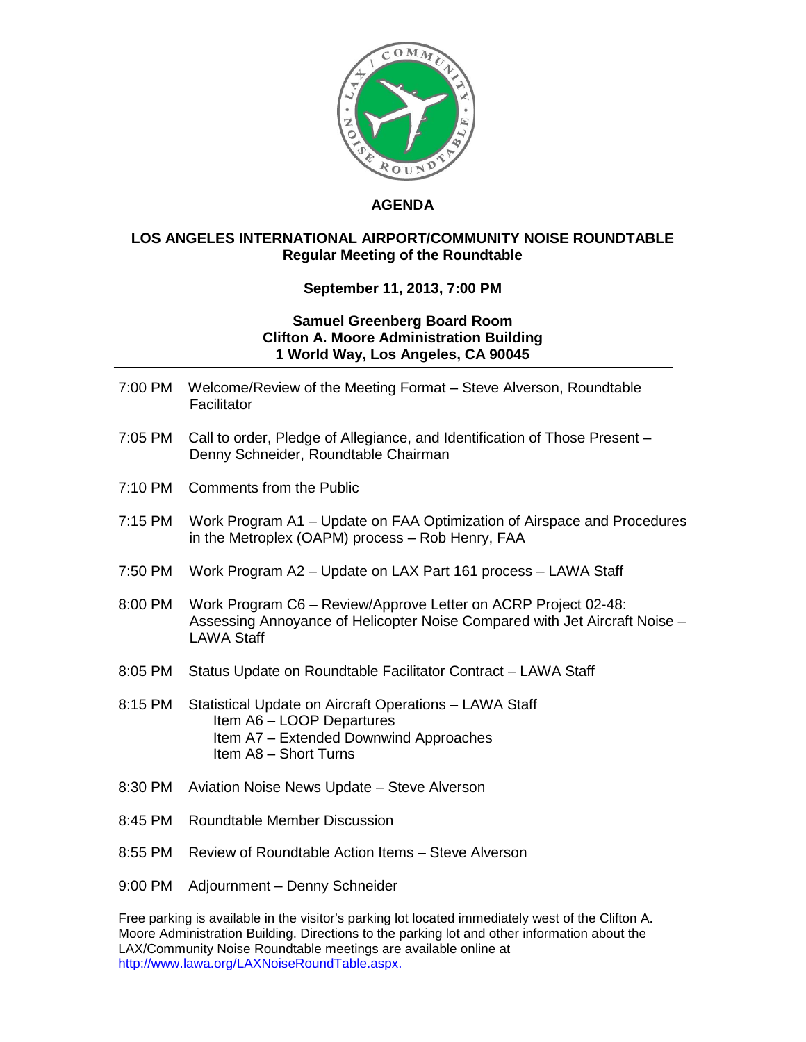# AGENDA

## LOS ANGELES INTERNATIONAL AIRPORT/COMMUNITY NOISE ROUNDTABLE

**Regular Meeting of the Roundtable**

**September 11, 2013, 7:00 PM**

**Samuel Greenberg Board Room**
**Clifton A. Moore Administration Building**
**1 World Way, Los Angeles, CA 90045**

---

7:00 PM Welcome/Review of the Meeting Format – Steve Alverson, Roundtable Facilitator

7:05 PM Call to order, Pledge of Allegiance, and Identification of Those Present – Denny Schneider, Roundtable Chairman

7:10 PM Comments from the Public

7:15 PM Work Program A1 – Update on FAA Optimization of Airspace and Procedures in the Metroplex (OAPM) process – Rob Henry, FAA

7:50 PM Work Program A2 – Update on LAX Part 161 process – LAWA Staff

8:00 PM Work Program C6 – Review/Approve Letter on ACRP Project 02-48: Assessing Annoyance of Helicopter Noise Compared with Jet Aircraft Noise – LAWA Staff

8:05 PM Status Update on Roundtable Facilitator Contract – LAWA Staff

8:15 PM Statistical Update on Aircraft Operations – LAWA Staff
- Item A6 – LOOP Departures
- Item A7 – Extended Downwind Approaches
- Item A8 – Short Turns

8:30 PM Aviation Noise News Update – Steve Alverson

8:45 PM Roundtable Member Discussion

8:55 PM Review of Roundtable Action Items – Steve Alverson

9:00 PM Adjournment – Denny Schneider

Free parking is available in the visitor's parking lot located immediately west of the Clifton A. Moore Administration Building. Directions to the parking lot and other information about the LAX/Community Noise Roundtable meetings are available online at http://www.lawa.org/LAXNoiseRoundTable.aspx.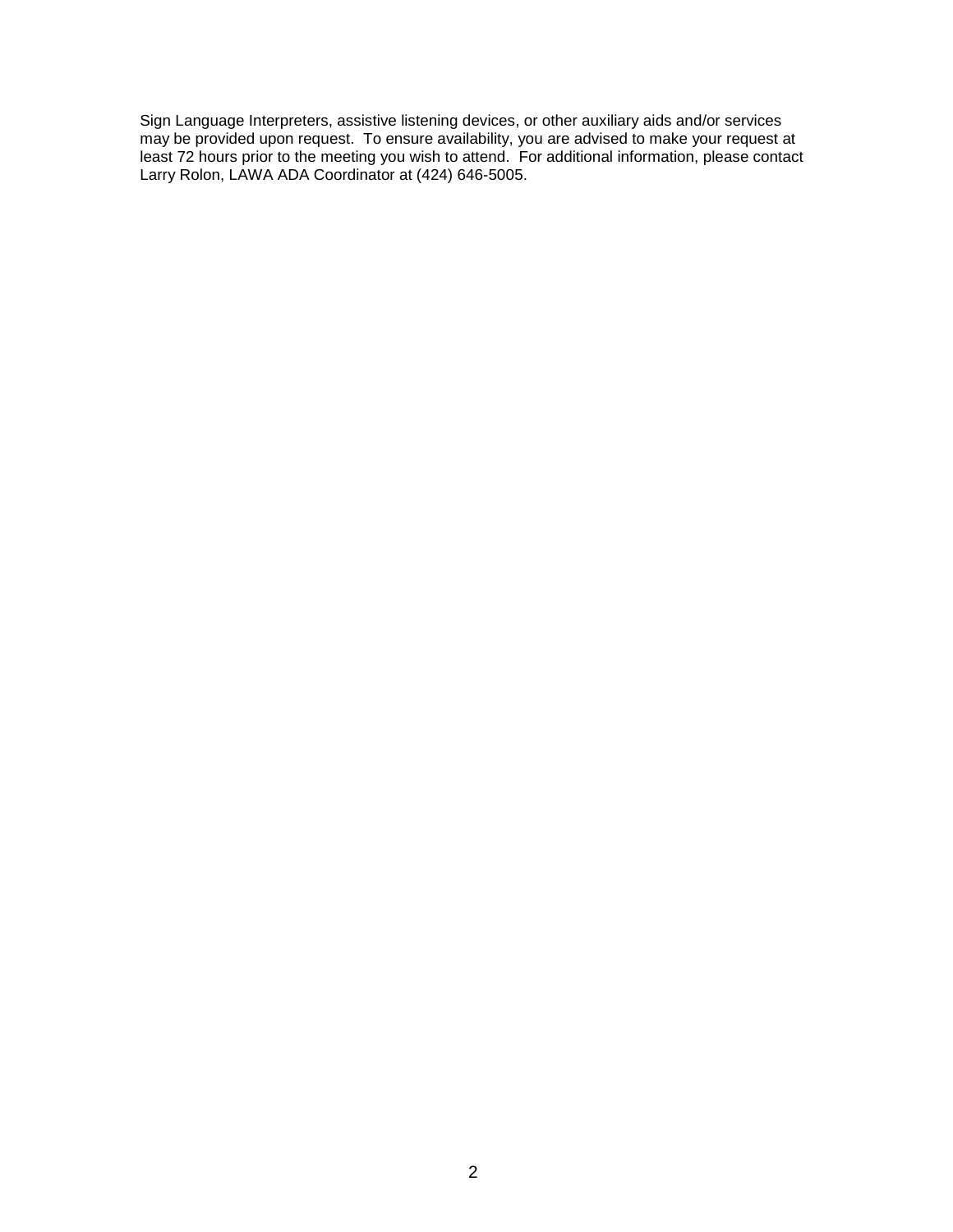Sign Language Interpreters, assistive listening devices, or other auxiliary aids and/or services may be provided upon request. To ensure availability, you are advised to make your request at least 72 hours prior to the meeting you wish to attend. For additional information, please contact Larry Rolon, LAWA ADA Coordinator at (424) 646-5005.